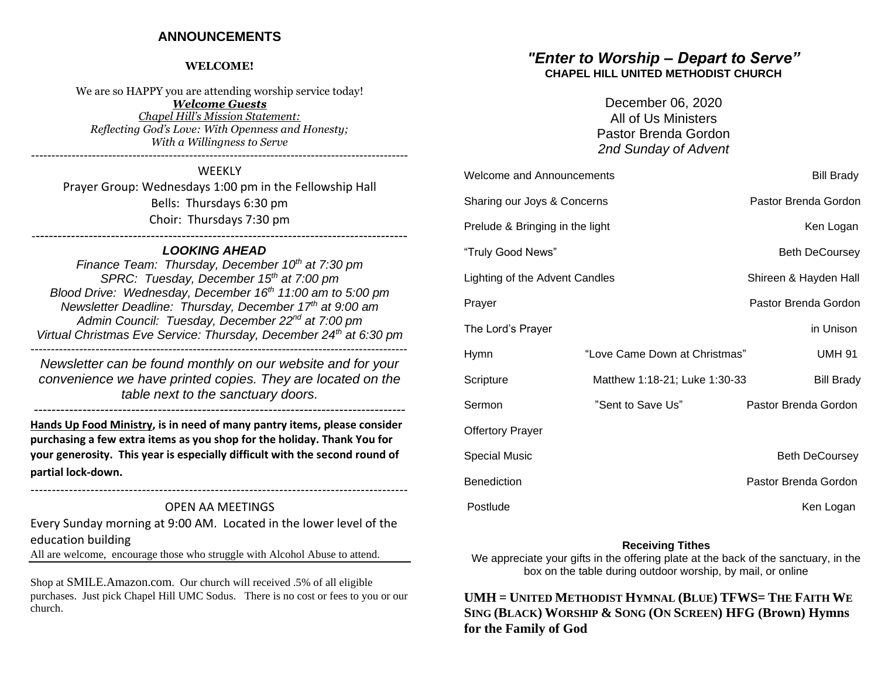# ANNOUNCEMENTS

**WELCOME!**

We are so HAPPY you are attending worship service today!

***Welcome Guests***

*Chapel Hill's Mission Statement:*
*Reflecting God's Love: With Openness and Honesty;*
*With a Willingness to Serve*

---

WEEKLY

Prayer Group: Wednesdays 1:00 pm in the Fellowship Hall

Bells: Thursdays 6:30 pm

Choir: Thursdays 7:30 pm

---

***LOOKING AHEAD***

*Finance Team: Thursday, December 10th at 7:30 pm*
*SPRC: Tuesday, December 15th at 7:00 pm*
*Blood Drive: Wednesday, December 16th 11:00 am to 5:00 pm*
*Newsletter Deadline: Thursday, December 17th at 9:00 am*
*Admin Council: Tuesday, December 22nd at 7:00 pm*
*Virtual Christmas Eve Service: Thursday, December 24th at 6:30 pm*

---

*Newsletter can be found monthly on our website and for your convenience we have printed copies. They are located on the table next to the sanctuary doors.*

---

**Hands Up Food Ministry, is in need of many pantry items, please consider purchasing a few extra items as you shop for the holiday. Thank You for your generosity. This year is especially difficult with the second round of partial lock-down.**

---

OPEN AA MEETINGS

Every Sunday morning at 9:00 AM. Located in the lower level of the education building

All are welcome, encourage those who struggle with Alcohol Abuse to attend.

---

Shop at SMILE.Amazon.com. Our church will received .5% of all eligible purchases. Just pick Chapel Hill UMC Sodus. There is no cost or fees to you or our church.

## *"Enter to Worship – Depart to Serve"*

**CHAPEL HILL UNITED METHODIST CHURCH**

December 06, 2020
All of Us Ministers
Pastor Brenda Gordon
*2nd Sunday of Advent*

| | | |
|---|---|---|
| Welcome and Announcements | | Bill Brady |
| Sharing our Joys & Concerns | | Pastor Brenda Gordon |
| Prelude & Bringing in the light | | Ken Logan |
| "Truly Good News" | | Beth DeCoursey |
| Lighting of the Advent Candles | | Shireen & Hayden Hall |
| Prayer | | Pastor Brenda Gordon |
| The Lord's Prayer | | in Unison |
| Hymn | "Love Came Down at Christmas" | UMH 91 |
| Scripture | Matthew 1:18-21; Luke 1:30-33 | Bill Brady |
| Sermon | "Sent to Save Us" | Pastor Brenda Gordon |
| Offertory Prayer | | |
| Special Music | | Beth DeCoursey |
| Benediction | | Pastor Brenda Gordon |
| Postlude | | Ken Logan |

**Receiving Tithes**

We appreciate your gifts in the offering plate at the back of the sanctuary, in the box on the table during outdoor worship, by mail, or online

**UMH = UNITED METHODIST HYMNAL (BLUE) TFWS= THE FAITH WE SING (BLACK) WORSHIP & SONG (ON SCREEN) HFG (Brown) Hymns for the Family of God**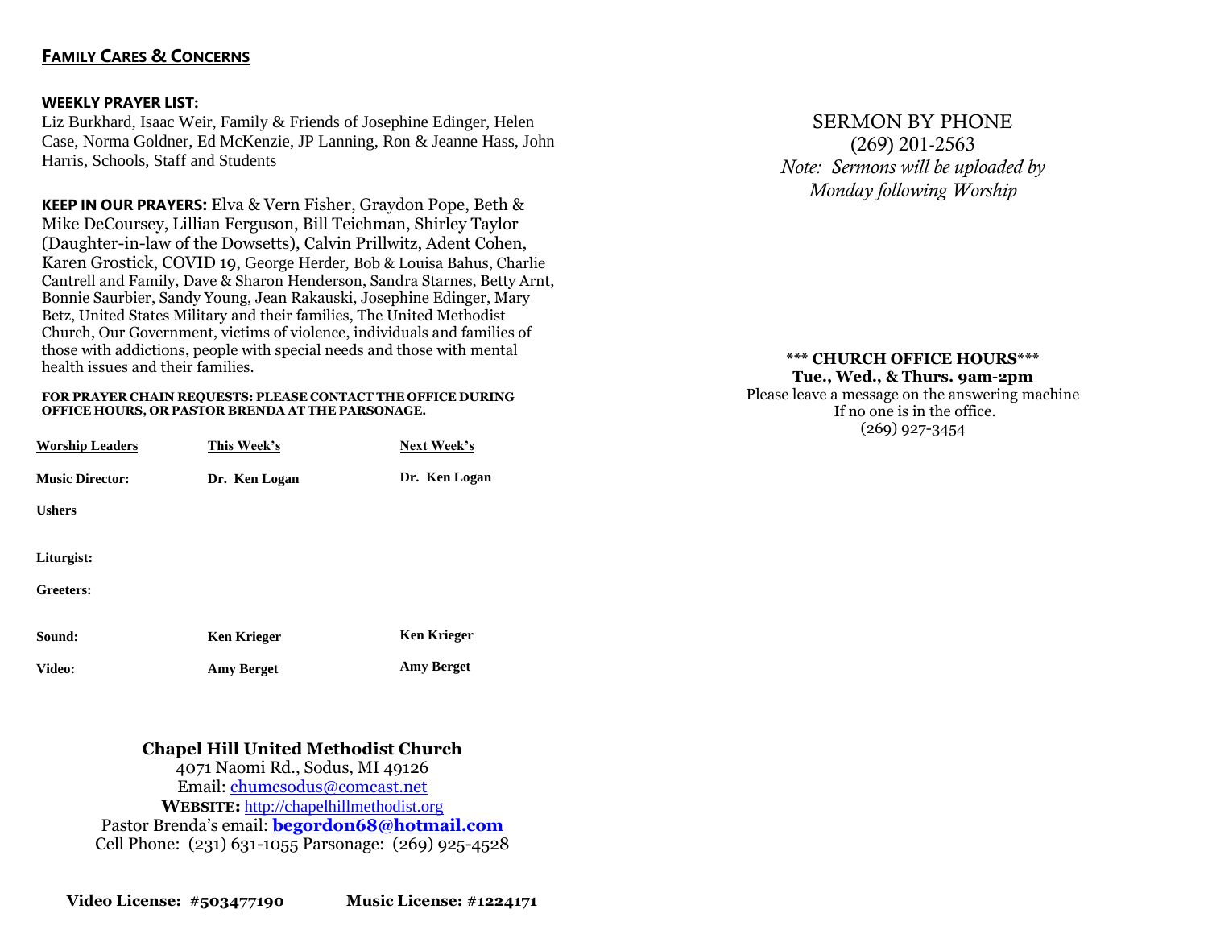## FAMILY CARES & CONCERNS

**WEEKLY PRAYER LIST:**
Liz Burkhard, Isaac Weir, Family & Friends of Josephine Edinger, Helen Case, Norma Goldner, Ed McKenzie, JP Lanning, Ron & Jeanne Hass, John Harris, Schools, Staff and Students

**KEEP IN OUR PRAYERS:** Elva & Vern Fisher, Graydon Pope, Beth & Mike DeCoursey, Lillian Ferguson, Bill Teichman, Shirley Taylor (Daughter-in-law of the Dowsetts), Calvin Prillwitz, Adent Cohen, Karen Grostick, COVID 19, George Herder, Bob & Louisa Bahus, Charlie Cantrell and Family, Dave & Sharon Henderson, Sandra Starnes, Betty Arnt, Bonnie Saurbier, Sandy Young, Jean Rakauski, Josephine Edinger, Mary Betz, United States Military and their families, The United Methodist Church, Our Government, victims of violence, individuals and families of those with addictions, people with special needs and those with mental health issues and their families.

**FOR PRAYER CHAIN REQUESTS: PLEASE CONTACT THE OFFICE DURING OFFICE HOURS, OR PASTOR BRENDA AT THE PARSONAGE.**

| Worship Leaders | This Week's | Next Week's |
|---|---|---|
| **Music Director:** | **Dr. Ken Logan** | **Dr. Ken Logan** |
| **Ushers** | | |
| **Liturgist:** | | |
| **Greeters:** | | |
| **Sound:** | **Ken Krieger** | **Ken Krieger** |
| **Video:** | **Amy Berget** | **Amy Berget** |

**Chapel Hill United Methodist Church**
4071 Naomi Rd., Sodus, MI 49126
Email: chumcsodus@comcast.net
**WEBSITE:** http://chapelhillmethodist.org
Pastor Brenda's email: **begordon68@hotmail.com**
Cell Phone: (231) 631-1055 Parsonage: (269) 925-4528

**Video License: #503477190** **Music License: #1224171**

SERMON BY PHONE
(269) 201-2563
*Note: Sermons will be uploaded by Monday following Worship*

**\*\*\* CHURCH OFFICE HOURS\*\*\***
**Tue., Wed., & Thurs. 9am-2pm**
Please leave a message on the answering machine If no one is in the office.
(269) 927-3454